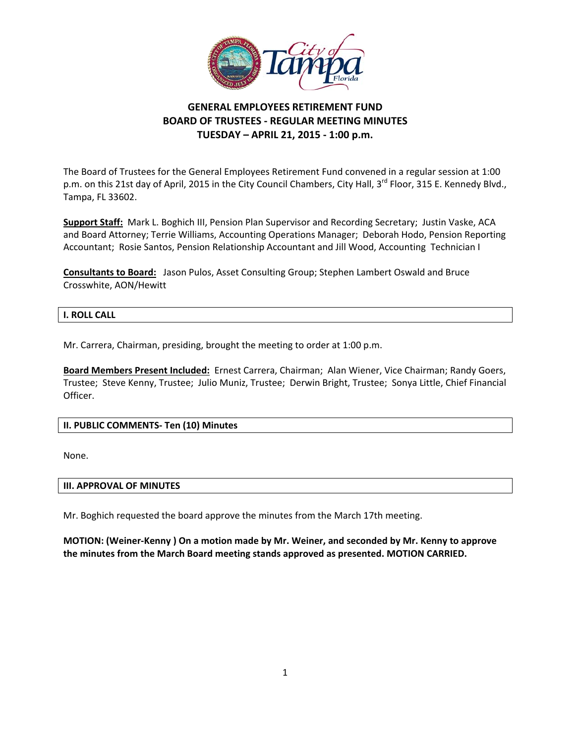# GENERAL EMPLOYEES RETIREMENT FUND
## BOARD OF TRUSTEES - REGULAR MEETING MINUTES
## TUESDAY – APRIL 21, 2015 - 1:00 p.m.

The Board of Trustees for the General Employees Retirement Fund convened in a regular session at 1:00 p.m. on this 21st day of April, 2015 in the City Council Chambers, City Hall, 3rd Floor, 315 E. Kennedy Blvd., Tampa, FL 33602.

**Support Staff:** Mark L. Boghich III, Pension Plan Supervisor and Recording Secretary; Justin Vaske, ACA and Board Attorney; Terrie Williams, Accounting Operations Manager; Deborah Hodo, Pension Reporting Accountant; Rosie Santos, Pension Relationship Accountant and Jill Wood, Accounting Technician I

**Consultants to Board:** Jason Pulos, Asset Consulting Group; Stephen Lambert Oswald and Bruce Crosswhite, AON/Hewitt

## I. ROLL CALL

Mr. Carrera, Chairman, presiding, brought the meeting to order at 1:00 p.m.

**Board Members Present Included:** Ernest Carrera, Chairman; Alan Wiener, Vice Chairman; Randy Goers, Trustee; Steve Kenny, Trustee; Julio Muniz, Trustee; Derwin Bright, Trustee; Sonya Little, Chief Financial Officer.

## II. PUBLIC COMMENTS- Ten (10) Minutes

None.

## III. APPROVAL OF MINUTES

Mr. Boghich requested the board approve the minutes from the March 17th meeting.

**MOTION: (Weiner-Kenny ) On a motion made by Mr. Weiner, and seconded by Mr. Kenny to approve the minutes from the March Board meeting stands approved as presented. MOTION CARRIED.**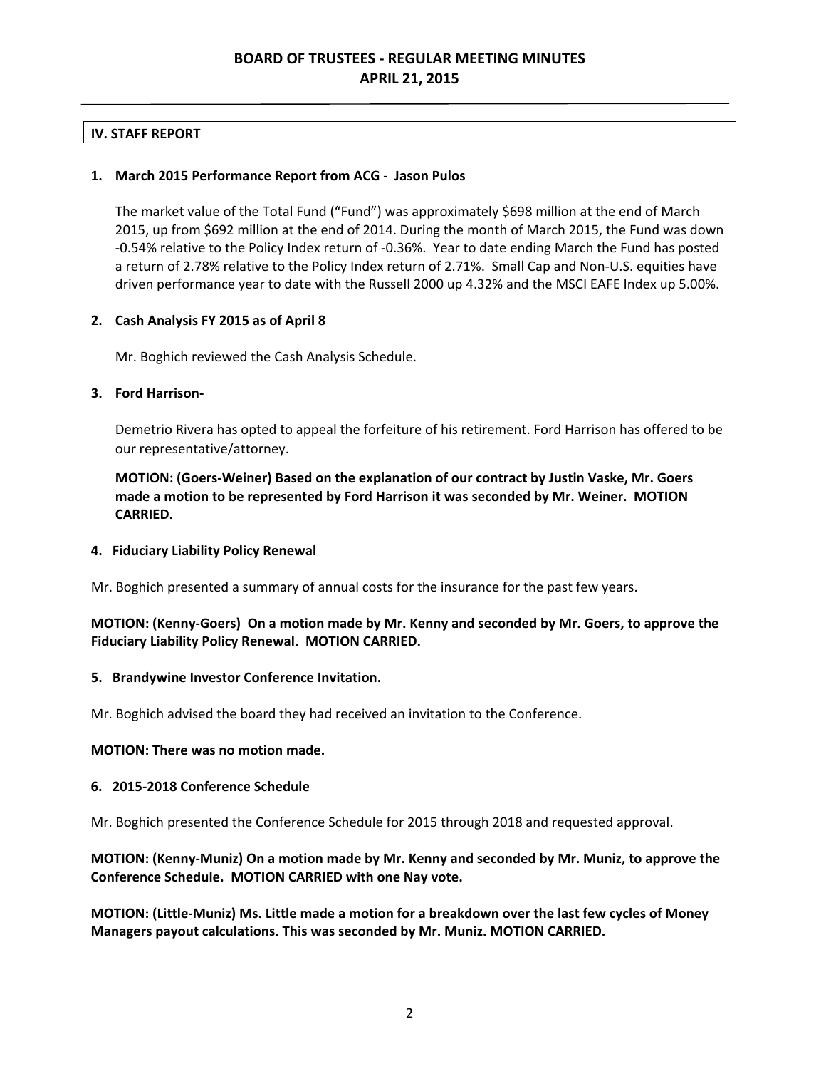## IV. STAFF REPORT

**1. March 2015 Performance Report from ACG - Jason Pulos**

The market value of the Total Fund ("Fund") was approximately $698 million at the end of March 2015, up from $692 million at the end of 2014. During the month of March 2015, the Fund was down -0.54% relative to the Policy Index return of -0.36%. Year to date ending March the Fund has posted a return of 2.78% relative to the Policy Index return of 2.71%. Small Cap and Non-U.S. equities have driven performance year to date with the Russell 2000 up 4.32% and the MSCI EAFE Index up 5.00%.

**2. Cash Analysis FY 2015 as of April 8**

Mr. Boghich reviewed the Cash Analysis Schedule.

**3. Ford Harrison-**

Demetrio Rivera has opted to appeal the forfeiture of his retirement. Ford Harrison has offered to be our representative/attorney.

**MOTION: (Goers-Weiner) Based on the explanation of our contract by Justin Vaske, Mr. Goers made a motion to be represented by Ford Harrison it was seconded by Mr. Weiner. MOTION CARRIED.**

**4. Fiduciary Liability Policy Renewal**

Mr. Boghich presented a summary of annual costs for the insurance for the past few years.

**MOTION: (Kenny-Goers) On a motion made by Mr. Kenny and seconded by Mr. Goers, to approve the Fiduciary Liability Policy Renewal. MOTION CARRIED.**

**5. Brandywine Investor Conference Invitation.**

Mr. Boghich advised the board they had received an invitation to the Conference.

**MOTION: There was no motion made.**

**6. 2015-2018 Conference Schedule**

Mr. Boghich presented the Conference Schedule for 2015 through 2018 and requested approval.

**MOTION: (Kenny-Muniz) On a motion made by Mr. Kenny and seconded by Mr. Muniz, to approve the Conference Schedule. MOTION CARRIED with one Nay vote.**

**MOTION: (Little-Muniz) Ms. Little made a motion for a breakdown over the last few cycles of Money Managers payout calculations. This was seconded by Mr. Muniz. MOTION CARRIED.**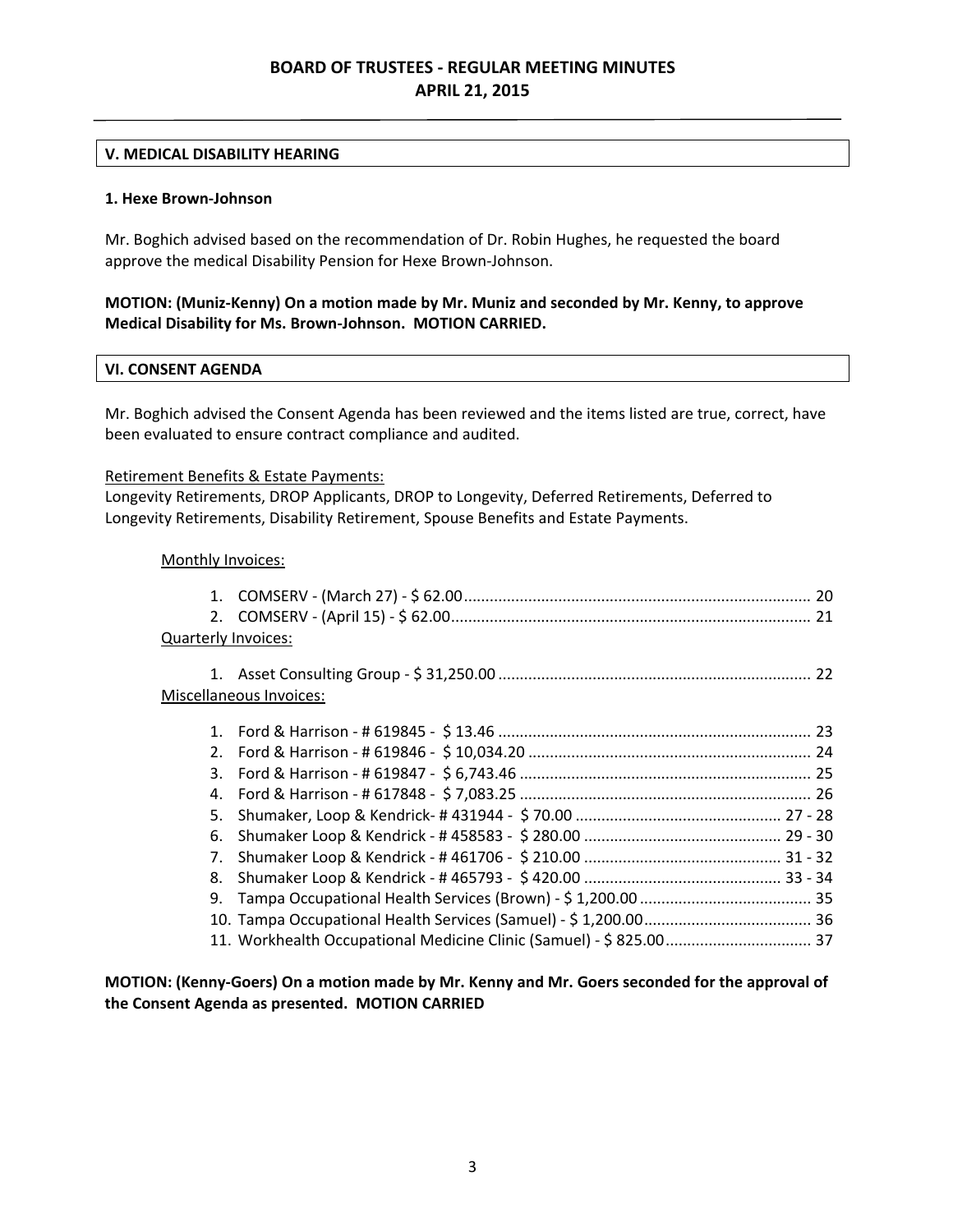## V. MEDICAL DISABILITY HEARING

**1. Hexe Brown-Johnson**

Mr. Boghich advised based on the recommendation of Dr. Robin Hughes, he requested the board approve the medical Disability Pension for Hexe Brown-Johnson.

**MOTION: (Muniz-Kenny) On a motion made by Mr. Muniz and seconded by Mr. Kenny, to approve Medical Disability for Ms. Brown-Johnson. MOTION CARRIED.**

## VI. CONSENT AGENDA

Mr. Boghich advised the Consent Agenda has been reviewed and the items listed are true, correct, have been evaluated to ensure contract compliance and audited.

Retirement Benefits & Estate Payments:
Longevity Retirements, DROP Applicants, DROP to Longevity, Deferred Retirements, Deferred to Longevity Retirements, Disability Retirement, Spouse Benefits and Estate Payments.

Monthly Invoices:

1. COMSERV - (March 27) - $ 62.00 ........................................ 20
2. COMSERV - (April 15) - $ 62.00 ........................................ 21

Quarterly Invoices:

1. Asset Consulting Group - $ 31,250.00 ........................................ 22

Miscellaneous Invoices:

1. Ford & Harrison - # 619845 - $ 13.46 ........................................ 23
2. Ford & Harrison - # 619846 - $ 10,034.20 ........................................ 24
3. Ford & Harrison - # 619847 - $ 6,743.46 ........................................ 25
4. Ford & Harrison - # 617848 - $ 7,083.25 ........................................ 26
5. Shumaker, Loop & Kendrick- # 431944 - $ 70.00 ........................................ 27 - 28
6. Shumaker Loop & Kendrick - # 458583 - $ 280.00 ........................................ 29 - 30
7. Shumaker Loop & Kendrick - # 461706 - $ 210.00 ........................................ 31 - 32
8. Shumaker Loop & Kendrick - # 465793 - $ 420.00 ........................................ 33 - 34
9. Tampa Occupational Health Services (Brown) - $ 1,200.00 ........................................ 35
10. Tampa Occupational Health Services (Samuel) - $ 1,200.00 ........................................ 36
11. Workhealth Occupational Medicine Clinic (Samuel) - $ 825.00 ........................................ 37

**MOTION: (Kenny-Goers) On a motion made by Mr. Kenny and Mr. Goers seconded for the approval of the Consent Agenda as presented. MOTION CARRIED**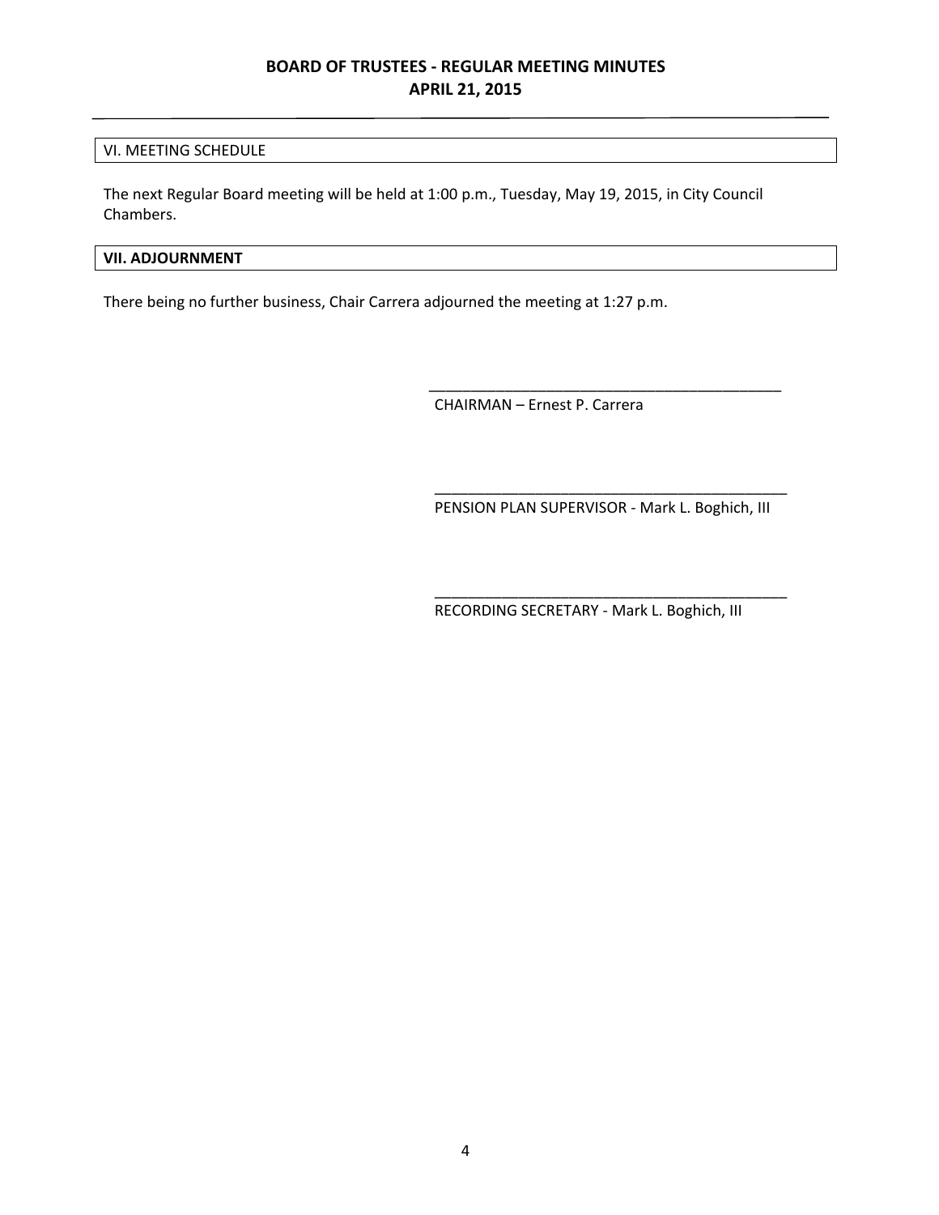# BOARD OF TRUSTEES - REGULAR MEETING MINUTES
## APRIL 21, 2015

## VI. MEETING SCHEDULE

The next Regular Board meeting will be held at 1:00 p.m., Tuesday, May 19, 2015, in City Council Chambers.

## VII. ADJOURNMENT

There being no further business, Chair Carrera adjourned the meeting at 1:27 p.m.

\_\_\_\_\_\_\_\_\_\_\_\_\_\_\_\_\_\_\_\_\_\_\_\_\_\_\_\_\_\_\_\_\_\_\_\_\_\_\_\_\_\_\_\_

CHAIRMAN – Ernest P. Carrera

\_\_\_\_\_\_\_\_\_\_\_\_\_\_\_\_\_\_\_\_\_\_\_\_\_\_\_\_\_\_\_\_\_\_\_\_\_\_\_\_\_\_\_\_

PENSION PLAN SUPERVISOR - Mark L. Boghich, III

\_\_\_\_\_\_\_\_\_\_\_\_\_\_\_\_\_\_\_\_\_\_\_\_\_\_\_\_\_\_\_\_\_\_\_\_\_\_\_\_\_\_\_\_

RECORDING SECRETARY - Mark L. Boghich, III